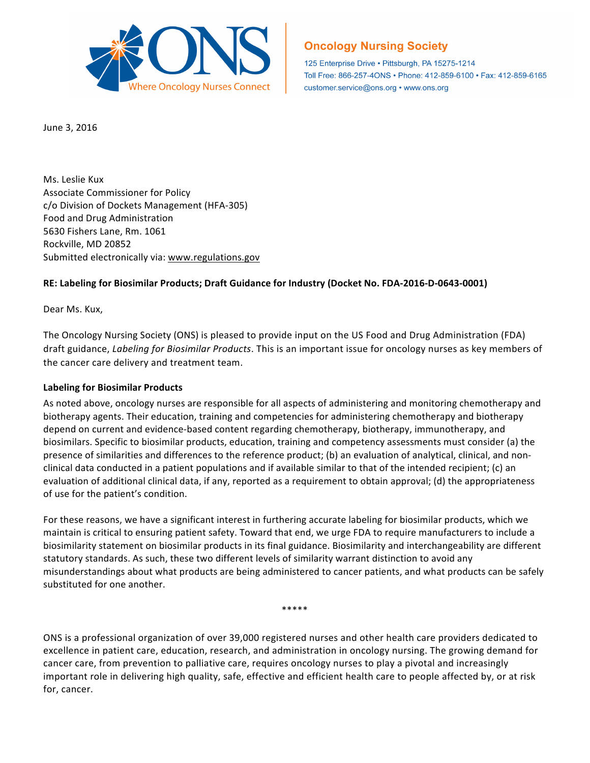**Oncology Nursing Society**

125 Enterprise Drive • Pittsburgh, PA 15275-1214
Toll Free: 866-257-4ONS • Phone: 412-859-6100 • Fax: 412-859-6165
customer.service@ons.org • www.ons.org

ONS — Where Oncology Nurses Connect

June 3, 2016

Ms. Leslie Kux
Associate Commissioner for Policy
c/o Division of Dockets Management (HFA-305)
Food and Drug Administration
5630 Fishers Lane, Rm. 1061
Rockville, MD 20852
Submitted electronically via: www.regulations.gov

**RE: Labeling for Biosimilar Products; Draft Guidance for Industry (Docket No. FDA-2016-D-0643-0001)**

Dear Ms. Kux,

The Oncology Nursing Society (ONS) is pleased to provide input on the US Food and Drug Administration (FDA) draft guidance, *Labeling for Biosimilar Products*. This is an important issue for oncology nurses as key members of the cancer care delivery and treatment team.

**Labeling for Biosimilar Products**

As noted above, oncology nurses are responsible for all aspects of administering and monitoring chemotherapy and biotherapy agents. Their education, training and competencies for administering chemotherapy and biotherapy depend on current and evidence-based content regarding chemotherapy, biotherapy, immunotherapy, and biosimilars. Specific to biosimilar products, education, training and competency assessments must consider (a) the presence of similarities and differences to the reference product; (b) an evaluation of analytical, clinical, and non-clinical data conducted in a patient populations and if available similar to that of the intended recipient; (c) an evaluation of additional clinical data, if any, reported as a requirement to obtain approval; (d) the appropriateness of use for the patient's condition.

For these reasons, we have a significant interest in furthering accurate labeling for biosimilar products, which we maintain is critical to ensuring patient safety. Toward that end, we urge FDA to require manufacturers to include a biosimilarity statement on biosimilar products in its final guidance. Biosimilarity and interchangeability are different statutory standards. As such, these two different levels of similarity warrant distinction to avoid any misunderstandings about what products are being administered to cancer patients, and what products can be safely substituted for one another.

*****

ONS is a professional organization of over 39,000 registered nurses and other health care providers dedicated to excellence in patient care, education, research, and administration in oncology nursing. The growing demand for cancer care, from prevention to palliative care, requires oncology nurses to play a pivotal and increasingly important role in delivering high quality, safe, effective and efficient health care to people affected by, or at risk for, cancer.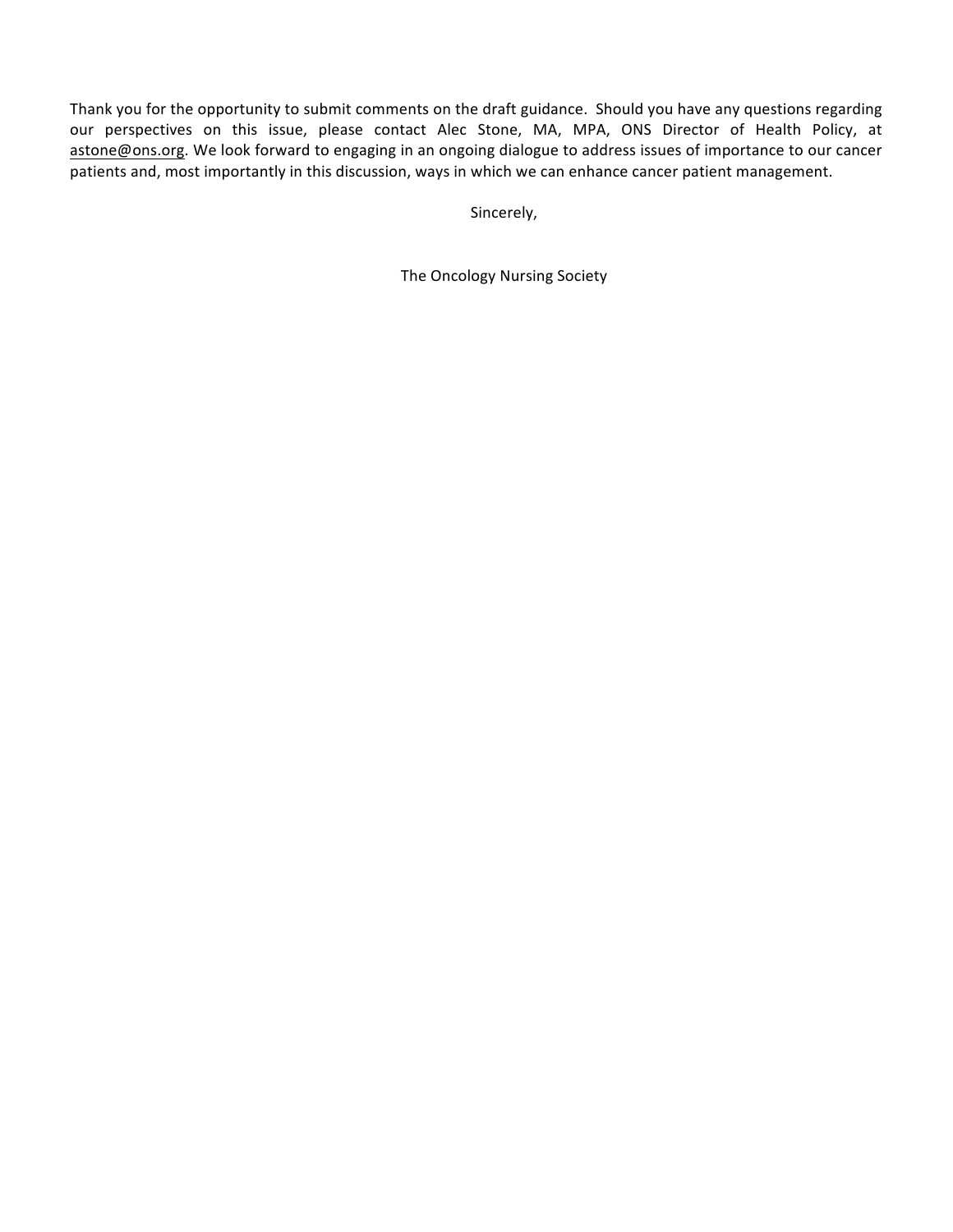Thank you for the opportunity to submit comments on the draft guidance. Should you have any questions regarding our perspectives on this issue, please contact Alec Stone, MA, MPA, ONS Director of Health Policy, at astone@ons.org. We look forward to engaging in an ongoing dialogue to address issues of importance to our cancer patients and, most importantly in this discussion, ways in which we can enhance cancer patient management.

Sincerely,

The Oncology Nursing Society